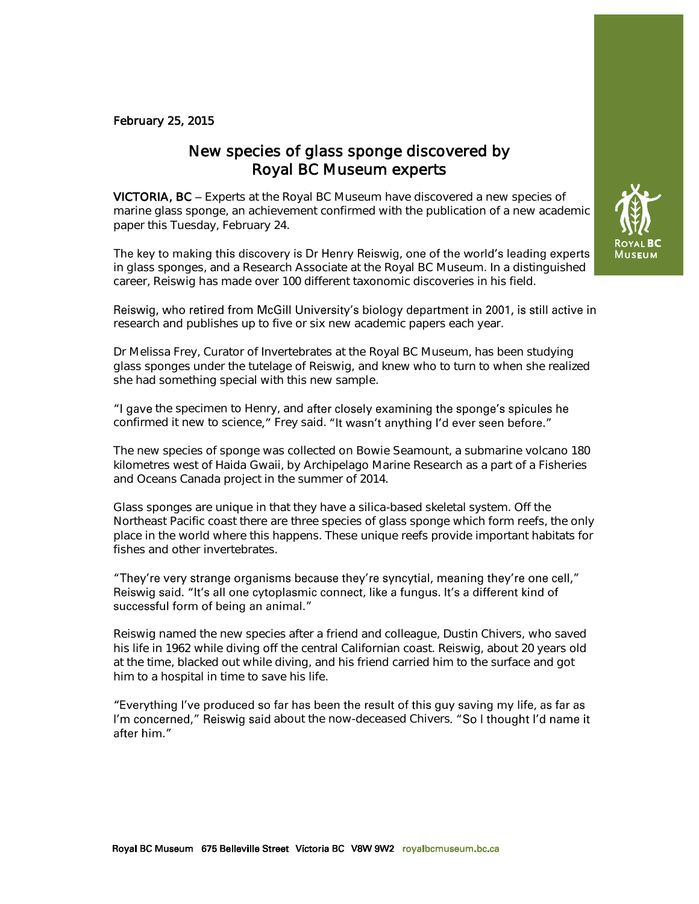February 25, 2015

# New species of glass sponge discovered by Royal BC Museum experts

**VICTORIA, BC** – Experts at the Royal BC Museum have discovered a new species of marine glass sponge, an achievement confirmed with the publication of a new academic paper this Tuesday, February 24.

The key to making this discovery is Dr Henry Reiswig, one of the world's leading experts in glass sponges, and a Research Associate at the Royal BC Museum. In a distinguished career, Reiswig has made over 100 different taxonomic discoveries in his field.

Reiswig, who retired from McGill University's biology department in 2001, is still active in research and publishes up to five or six new academic papers each year.

Dr Melissa Frey, Curator of Invertebrates at the Royal BC Museum, has been studying glass sponges under the tutelage of Reiswig, and knew who to turn to when she realized she had something special with this new sample.

"I gave the specimen to Henry, and after closely examining the sponge's spicules he confirmed it new to science," Frey said. "It wasn't anything I'd ever seen before."

The new species of sponge was collected on Bowie Seamount, a submarine volcano 180 kilometres west of Haida Gwaii, by Archipelago Marine Research as a part of a Fisheries and Oceans Canada project in the summer of 2014.

Glass sponges are unique in that they have a silica-based skeletal system. Off the Northeast Pacific coast there are three species of glass sponge which form reefs, the only place in the world where this happens. These unique reefs provide important habitats for fishes and other invertebrates.

"They're very strange organisms because they're syncytial, meaning they're one cell," Reiswig said. "It's all one cytoplasmic connect, like a fungus. It's a different kind of successful form of being an animal."

Reiswig named the new species after a friend and colleague, Dustin Chivers, who saved his life in 1962 while diving off the central Californian coast. Reiswig, about 20 years old at the time, blacked out while diving, and his friend carried him to the surface and got him to a hospital in time to save his life.

"Everything I've produced so far has been the result of this guy saving my life, as far as I'm concerned," Reiswig said about the now-deceased Chivers. "So I thought I'd name it after him."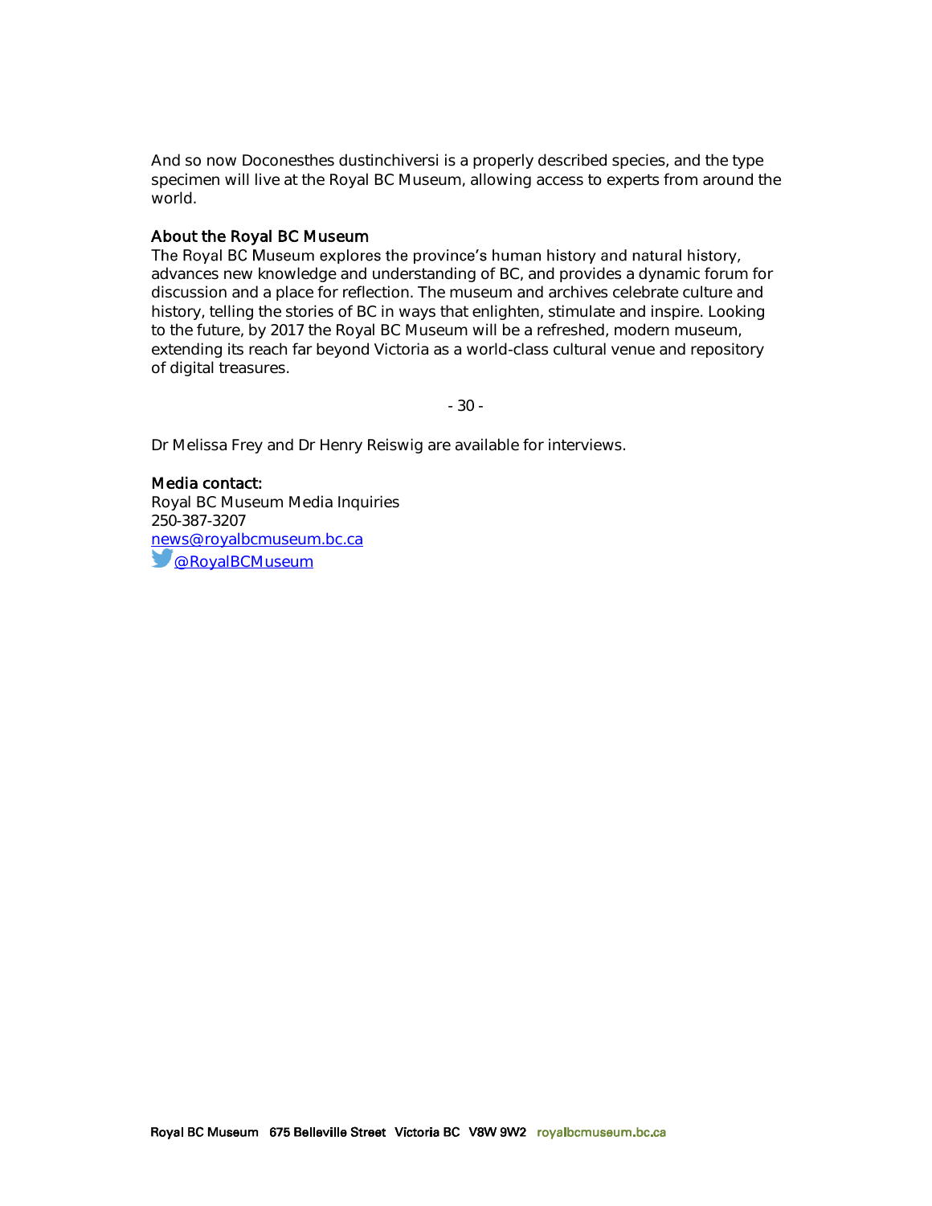And so now Doconesthes dustinchiversi is a properly described species, and the type specimen will live at the Royal BC Museum, allowing access to experts from around the world.

**About the Royal BC Museum**

The Royal BC Museum explores the province's human history and natural history, advances new knowledge and understanding of BC, and provides a dynamic forum for discussion and a place for reflection. The museum and archives celebrate culture and history, telling the stories of BC in ways that enlighten, stimulate and inspire. Looking to the future, by 2017 the Royal BC Museum will be a refreshed, modern museum, extending its reach far beyond Victoria as a world-class cultural venue and repository of digital treasures.

- 30 -

Dr Melissa Frey and Dr Henry Reiswig are available for interviews.

**Media contact:**

Royal BC Museum Media Inquiries
250-387-3207
news@royalbcmuseum.bc.ca
@RoyalBCMuseum

Royal BC Museum 675 Belleville Street Victoria BC V8W 9W2 royalbcmuseum.bc.ca